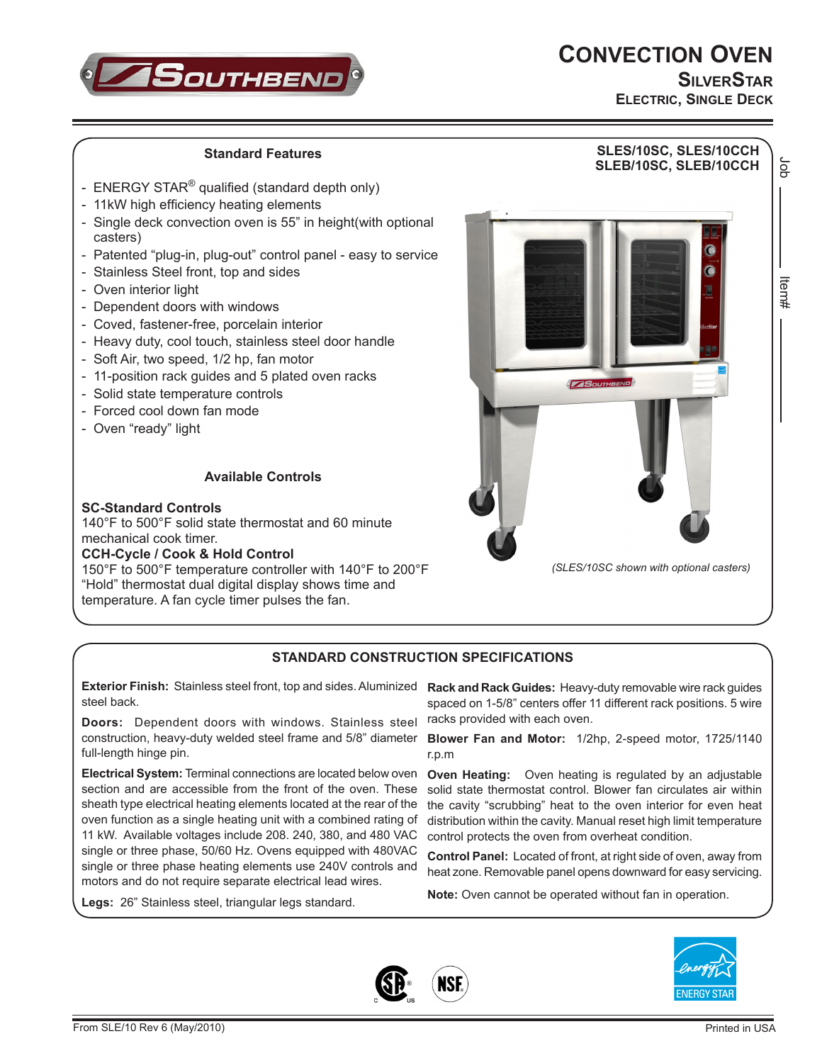# CONVECTION OVEN

## SILVERSTAR

### ELECTRIC, SINGLE DECK

**SLES/10SC, SLES/10CCH**
**SLEB/10SC, SLEB/10CCH**

Job ________

Item# ________

### Standard Features

- ENERGY STAR® qualified (standard depth only)
- 11kW high efficiency heating elements
- Single deck convection oven is 55" in height(with optional casters)
- Patented "plug-in, plug-out" control panel - easy to service
- Stainless Steel front, top and sides
- Oven interior light
- Dependent doors with windows
- Coved, fastener-free, porcelain interior
- Heavy duty, cool touch, stainless steel door handle
- Soft Air, two speed, 1/2 hp, fan motor
- 11-position rack guides and 5 plated oven racks
- Solid state temperature controls
- Forced cool down fan mode
- Oven "ready" light

### Available Controls

**SC-Standard Controls**
140°F to 500°F solid state thermostat and 60 minute mechanical cook timer.

**CCH-Cycle / Cook & Hold Control**
150°F to 500°F temperature controller with 140°F to 200°F "Hold" thermostat dual digital display shows time and temperature. A fan cycle timer pulses the fan.

*(SLES/10SC shown with optional casters)*

### STANDARD CONSTRUCTION SPECIFICATIONS

**Exterior Finish:** Stainless steel front, top and sides. Aluminized steel back.

**Doors:** Dependent doors with windows. Stainless steel construction, heavy-duty welded steel frame and 5/8" diameter full-length hinge pin.

**Electrical System:** Terminal connections are located below oven section and are accessible from the front of the oven. These sheath type electrical heating elements located at the rear of the oven function as a single heating unit with a combined rating of 11 kW. Available voltages include 208. 240, 380, and 480 VAC single or three phase, 50/60 Hz. Ovens equipped with 480VAC single or three phase heating elements use 240V controls and motors and do not require separate electrical lead wires.

**Legs:** 26" Stainless steel, triangular legs standard.

**Rack and Rack Guides:** Heavy-duty removable wire rack guides spaced on 1-5/8" centers offer 11 different rack positions. 5 wire racks provided with each oven.

**Blower Fan and Motor:** 1/2hp, 2-speed motor, 1725/1140 r.p.m

**Oven Heating:** Oven heating is regulated by an adjustable solid state thermostat control. Blower fan circulates air within the cavity "scrubbing" heat to the oven interior for even heat distribution within the cavity. Manual reset high limit temperature control protects the oven from overheat condition.

**Control Panel:** Located at front, at right side of oven, away from heat zone. Removable panel opens downward for easy servicing.

**Note:** Oven cannot be operated without fan in operation.

From SLE/10 Rev 6 (May/2010)

Printed in USA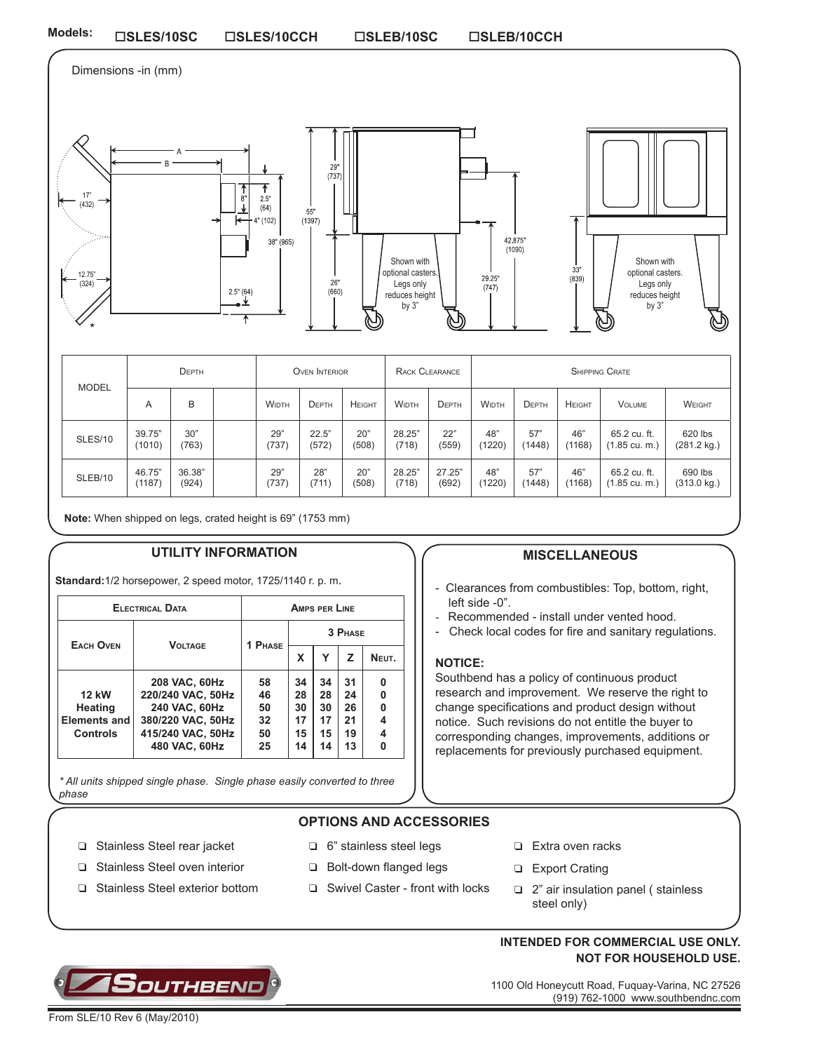**Models:** ☐SLES/10SC ☐SLES/10CCH ☐SLEB/10SC ☐SLEB/10CCH

Dimensions -in (mm)

A
B
17" (432)
12.75" (324)
8"
2.5" (64)
4" (102)
38" (965)
2.5" (64)
*
29" (737)
55" (1397)
26" (660)
Shown with optional casters. Legs only reduces height by 3"
42.875" (1090)
29.25" (747)
33" (839)
Shown with optional casters. Legs only reduces height by 3"

| MODEL | Depth | | | Oven Interior | | | Rack Clearance | | Shipping Crate | | | | |
|---|---|---|---|---|---|---|---|---|---|---|---|---|---|
| | A | B | | Width | Depth | Height | Width | Depth | Width | Depth | Height | Volume | Weight |
| SLES/10 | 39.75" (1010) | 30" (763) | | 29" (737) | 22.5" (572) | 20" (508) | 28.25" (718) | 22" (559) | 48" (1220) | 57" (1448) | 46" (1168) | 65.2 cu. ft. (1.85 cu. m.) | 620 lbs (281.2 kg.) |
| SLEB/10 | 46.75" (1187) | 36.38" (924) | | 29" (737) | 28" (711) | 20" (508) | 28.25" (718) | 27.25" (692) | 48" (1220) | 57" (1448) | 46" (1168) | 65.2 cu. ft. (1.85 cu. m.) | 690 lbs (313.0 kg.) |

**Note:** When shipped on legs, crated height is 69" (1753 mm)

## UTILITY INFORMATION

**Standard:** 1/2 horsepower, 2 speed motor, 1725/1140 r. p. m.

| Electrical Data | | Amps per Line | | | | |
|---|---|---|---|---|---|---|
| | | | 3 Phase | | | |
| Each Oven | Voltage | 1 Phase | X | Y | Z | Neut. |
| **12 kW Heating Elements and Controls** | **208 VAC, 60Hz** | **58** | **34** | **34** | **31** | **0** |
| | **220/240 VAC, 50Hz** | **46** | **28** | **28** | **24** | **0** |
| | **240 VAC, 60Hz** | **50** | **30** | **30** | **26** | **0** |
| | **380/220 VAC, 50Hz** | **32** | **17** | **17** | **21** | **4** |
| | **415/240 VAC, 50Hz** | **50** | **15** | **15** | **19** | **4** |
| | **480 VAC, 60Hz** | **25** | **14** | **14** | **13** | **0** |

*\* All units shipped single phase. Single phase easily converted to three phase*

## MISCELLANEOUS

- Clearances from combustibles: Top, bottom, right, left side -0".
- Recommended - install under vented hood.
- Check local codes for fire and sanitary regulations.

**NOTICE:**
Southbend has a policy of continuous product research and improvement. We reserve the right to change specifications and product design without notice. Such revisions do not entitle the buyer to corresponding changes, improvements, additions or replacements for previously purchased equipment.

## OPTIONS AND ACCESSORIES

- ❑ Stainless Steel rear jacket
- ❑ Stainless Steel oven interior
- ❑ Stainless Steel exterior bottom
- ❑ 6" stainless steel legs
- ❑ Bolt-down flanged legs
- ❑ Swivel Caster - front with locks
- ❑ Extra oven racks
- ❑ Export Crating
- ❑ 2" air insulation panel ( stainless steel only)

**INTENDED FOR COMMERCIAL USE ONLY.**
**NOT FOR HOUSEHOLD USE.**

SOUTHBEND

1100 Old Honeycutt Road, Fuquay-Varina, NC 27526
(919) 762-1000 www.southbendnc.com

From SLE/10 Rev 6 (May/2010)